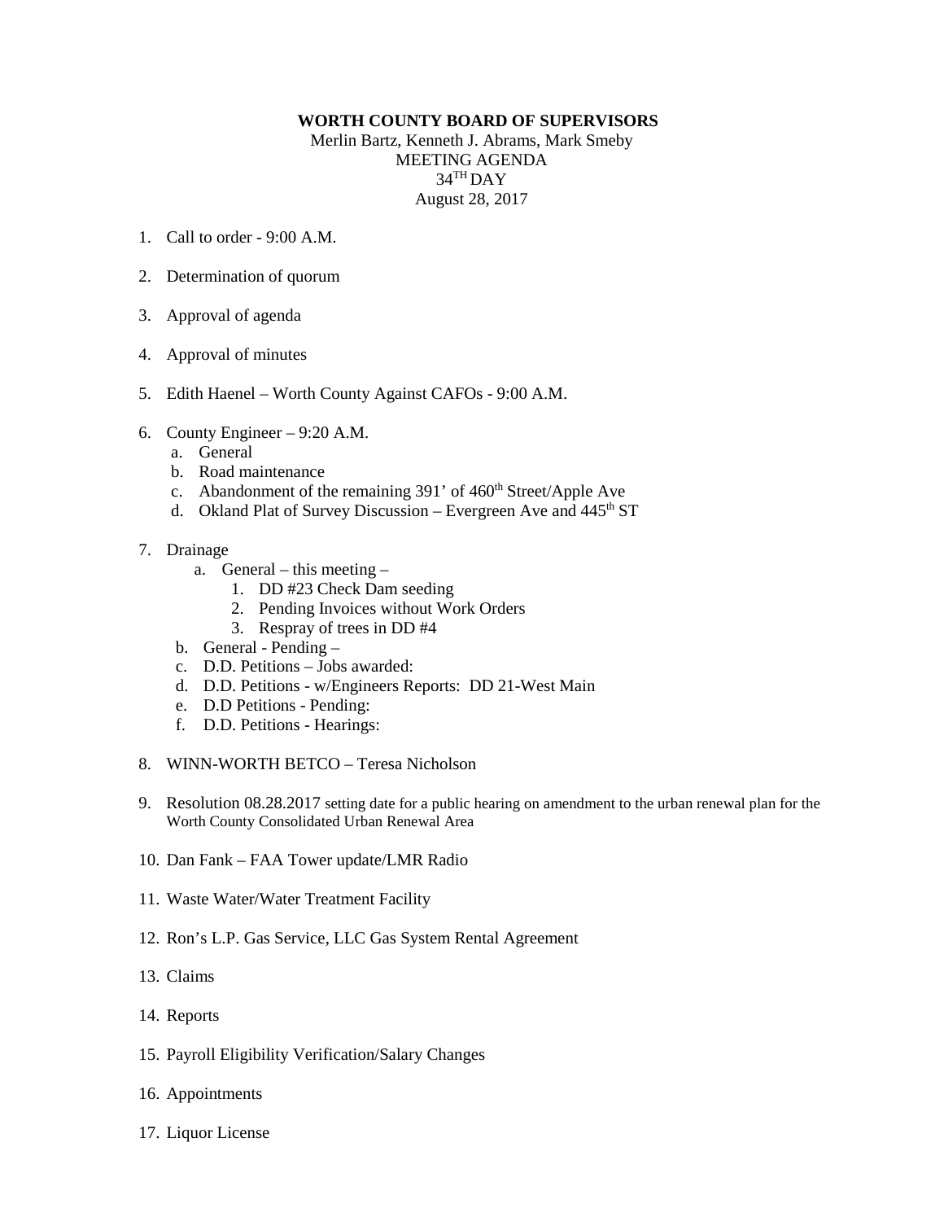**WORTH COUNTY BOARD OF SUPERVISORS**

Merlin Bartz, Kenneth J. Abrams, Mark Smeby

MEETING AGENDA

34[TH] DAY

August 28, 2017

1. Call to order - 9:00 A.M.

2. Determination of quorum

3. Approval of agenda

4. Approval of minutes

5. Edith Haenel – Worth County Against CAFOs - 9:00 A.M.

6. County Engineer – 9:20 A.M.
   a. General
   b. Road maintenance
   c. Abandonment of the remaining 391’ of 460th Street/Apple Ave
   d. Okland Plat of Survey Discussion – Evergreen Ave and 445th ST

7. Drainage
   a. General – this meeting –
      1. DD #23 Check Dam seeding
      2. Pending Invoices without Work Orders
      3. Respray of trees in DD #4
   b. General - Pending –
   c. D.D. Petitions – Jobs awarded:
   d. D.D. Petitions - w/Engineers Reports: DD 21-West Main
   e. D.D Petitions - Pending:
   f. D.D. Petitions - Hearings:

8. WINN-WORTH BETCO – Teresa Nicholson

9. Resolution 08.28.2017 setting date for a public hearing on amendment to the urban renewal plan for the Worth County Consolidated Urban Renewal Area

10. Dan Fank – FAA Tower update/LMR Radio

11. Waste Water/Water Treatment Facility

12. Ron’s L.P. Gas Service, LLC Gas System Rental Agreement

13. Claims

14. Reports

15. Payroll Eligibility Verification/Salary Changes

16. Appointments

17. Liquor License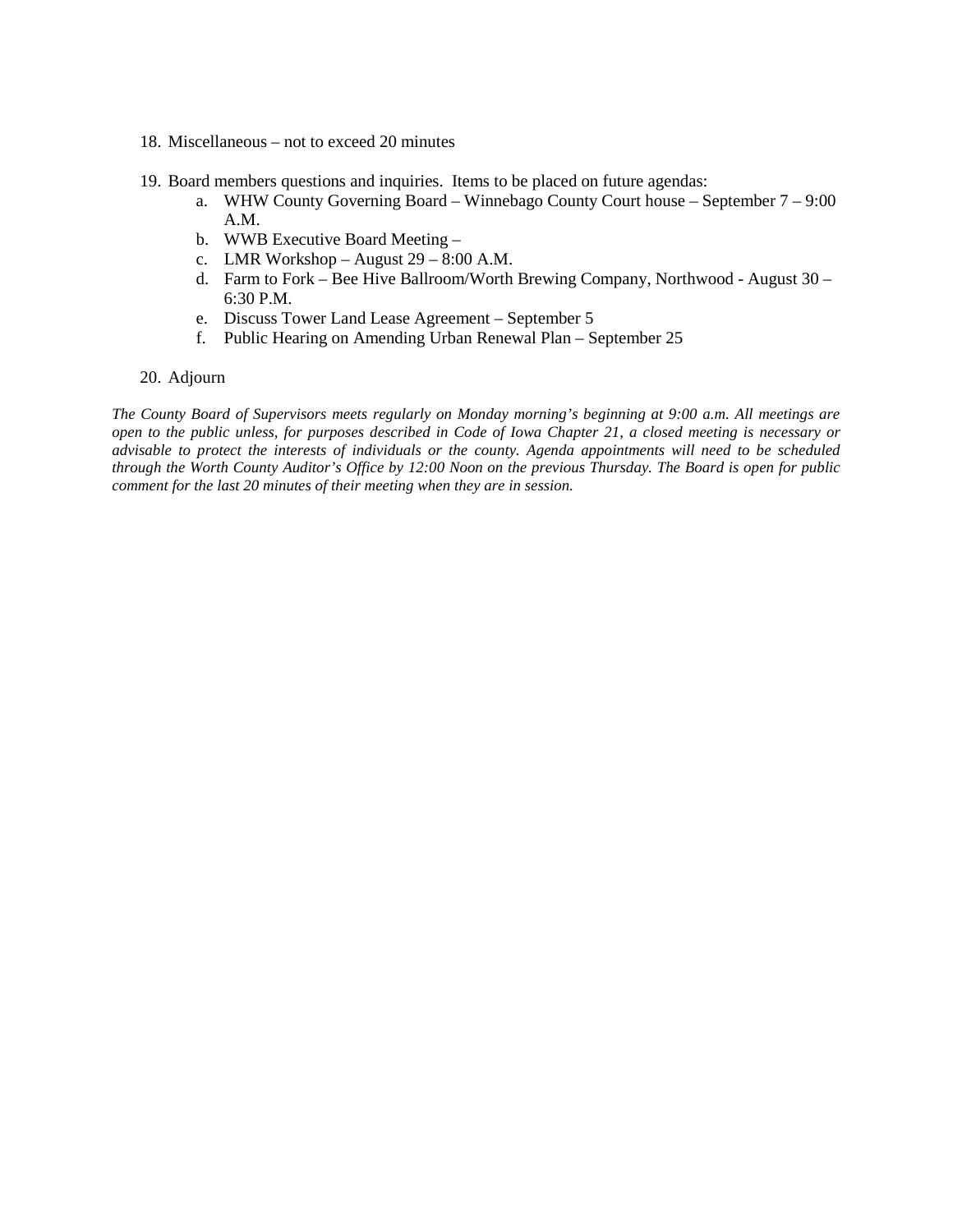18. Miscellaneous – not to exceed 20 minutes

19. Board members questions and inquiries. Items to be placed on future agendas:
    a. WHW County Governing Board – Winnebago County Court house – September 7 – 9:00 A.M.
    b. WWB Executive Board Meeting –
    c. LMR Workshop – August 29 – 8:00 A.M.
    d. Farm to Fork – Bee Hive Ballroom/Worth Brewing Company, Northwood - August 30 – 6:30 P.M.
    e. Discuss Tower Land Lease Agreement – September 5
    f. Public Hearing on Amending Urban Renewal Plan – September 25

20. Adjourn

*The County Board of Supervisors meets regularly on Monday morning's beginning at 9:00 a.m. All meetings are open to the public unless, for purposes described in Code of Iowa Chapter 21, a closed meeting is necessary or advisable to protect the interests of individuals or the county. Agenda appointments will need to be scheduled through the Worth County Auditor's Office by 12:00 Noon on the previous Thursday. The Board is open for public comment for the last 20 minutes of their meeting when they are in session.*